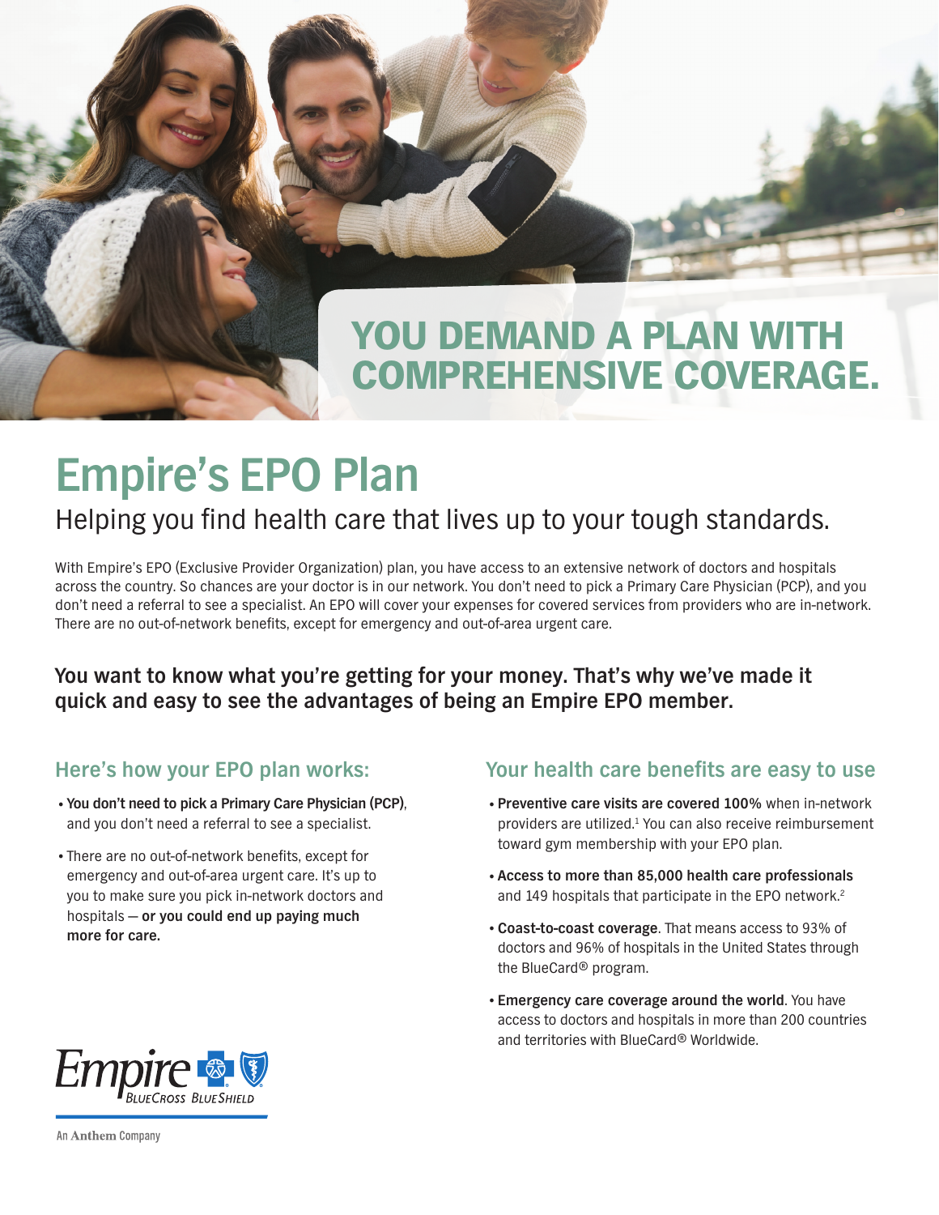## YOU DEMAND A PLAN WITH COMPREHENSIVE COVERAGE.

# Empire's EPO Plan

Helping you find health care that lives up to your tough standards.

With Empire's EPO (Exclusive Provider Organization) plan, you have access to an extensive network of doctors and hospitals across the country. So chances are your doctor is in our network. You don't need to pick a Primary Care Physician (PCP), and you don't need a referral to see a specialist. An EPO will cover your expenses for covered services from providers who are in-network. There are no out-of-network benefits, except for emergency and out-of-area urgent care.

**You want to know what you're getting for your money. That's why we've made it quick and easy to see the advantages of being an Empire EPO member.**

## Here's how your EPO plan works:

- **You don't need to pick a Primary Care Physician (PCP)**, and you don't need a referral to see a specialist.
- There are no out-of-network benefits, except for emergency and out-of-area urgent care. It's up to you to make sure you pick in-network doctors and hospitals — **or you could end up paying much more for care.**

## Your health care benefits are easy to use

- **Preventive care visits are covered 100%** when in-network providers are utilized.[1] You can also receive reimbursement toward gym membership with your EPO plan.
- **Access to more than 85,000 health care professionals** and 149 hospitals that participate in the EPO network.[2]
- **Coast-to-coast coverage**. That means access to 93% of doctors and 96% of hospitals in the United States through the BlueCard® program.
- **Emergency care coverage around the world**. You have access to doctors and hospitals in more than 200 countries and territories with BlueCard® Worldwide.

Empire BlueCross BlueShield

An Anthem Company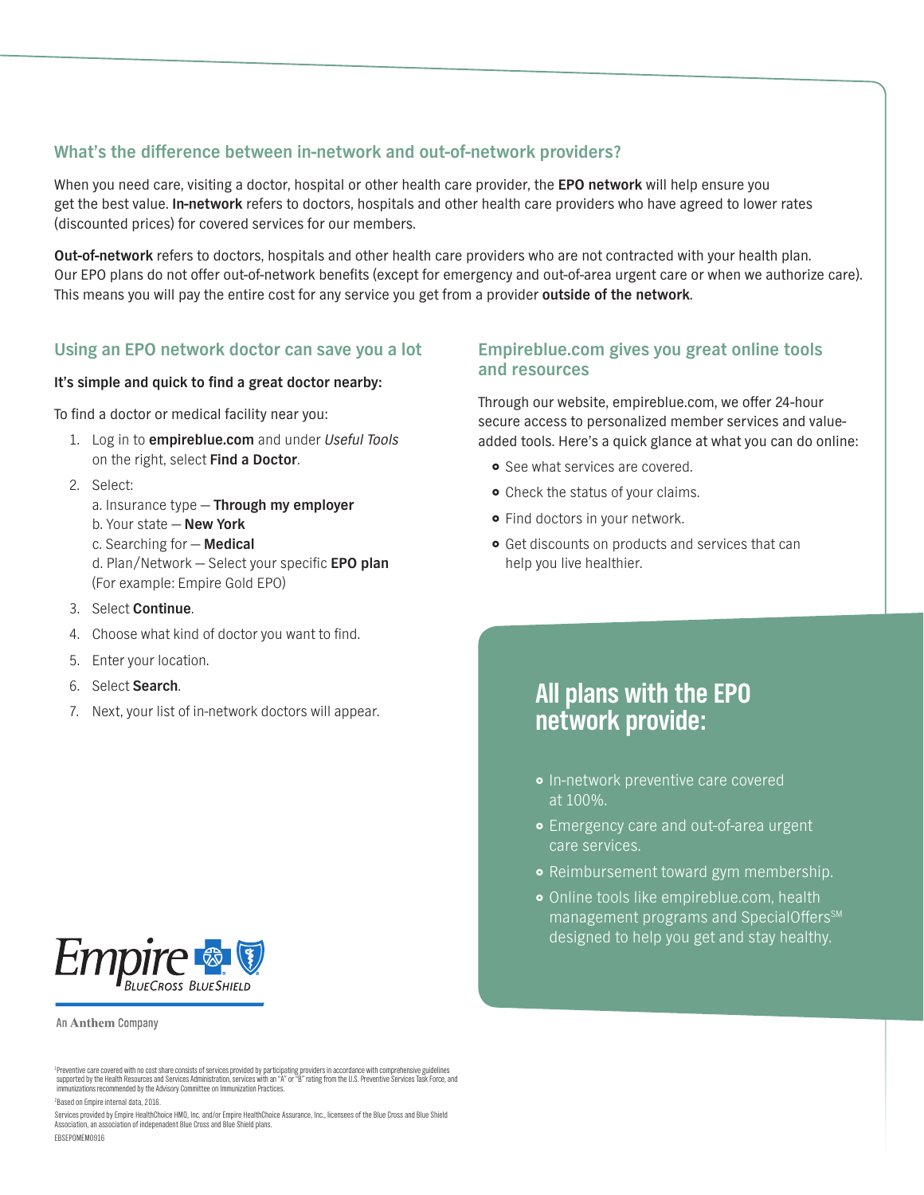## What's the difference between in-network and out-of-network providers?

When you need care, visiting a doctor, hospital or other health care provider, the **EPO network** will help ensure you get the best value. **In-network** refers to doctors, hospitals and other health care providers who have agreed to lower rates (discounted prices) for covered services for our members.

**Out-of-network** refers to doctors, hospitals and other health care providers who are not contracted with your health plan. Our EPO plans do not offer out-of-network benefits (except for emergency and out-of-area urgent care or when we authorize care). This means you will pay the entire cost for any service you get from a provider **outside of the network**.

## Using an EPO network doctor can save you a lot

**It's simple and quick to find a great doctor nearby:**

To find a doctor or medical facility near you:

1. Log in to **empireblue.com** and under *Useful Tools* on the right, select **Find a Doctor**.
2. Select:
   a. Insurance type — **Through my employer**
   b. Your state — **New York**
   c. Searching for — **Medical**
   d. Plan/Network — Select your specific **EPO plan** (For example: Empire Gold EPO)
3. Select **Continue**.
4. Choose what kind of doctor you want to find.
5. Enter your location.
6. Select **Search**.
7. Next, your list of in-network doctors will appear.

## Empireblue.com gives you great online tools and resources

Through our website, empireblue.com, we offer 24-hour secure access to personalized member services and value-added tools. Here's a quick glance at what you can do online:

- See what services are covered.
- Check the status of your claims.
- Find doctors in your network.
- Get discounts on products and services that can help you live healthier.

## All plans with the EPO network provide:

- In-network preventive care covered at 100%.
- Emergency care and out-of-area urgent care services.
- Reimbursement toward gym membership.
- Online tools like empireblue.com, health management programs and SpecialOffers℠ designed to help you get and stay healthy.

Empire BlueCross BlueShield

An Anthem Company

[1]Preventive care covered with no cost share consists of services provided by participating providers in accordance with comprehensive guidelines supported by the Health Resources and Services Administration, services with an "A" or "B" rating from the U.S. Preventive Services Task Force, and immunizations recommended by the Advisory Committee on Immunization Practices.

[2]Based on Empire internal data, 2016.

Services provided by Empire HealthChoice HMO, Inc. and/or Empire HealthChoice Assurance, Inc., licensees of the Blue Cross and Blue Shield Association, an association of indepenadent Blue Cross and Blue Shield plans.

EBSEPOMEM0916